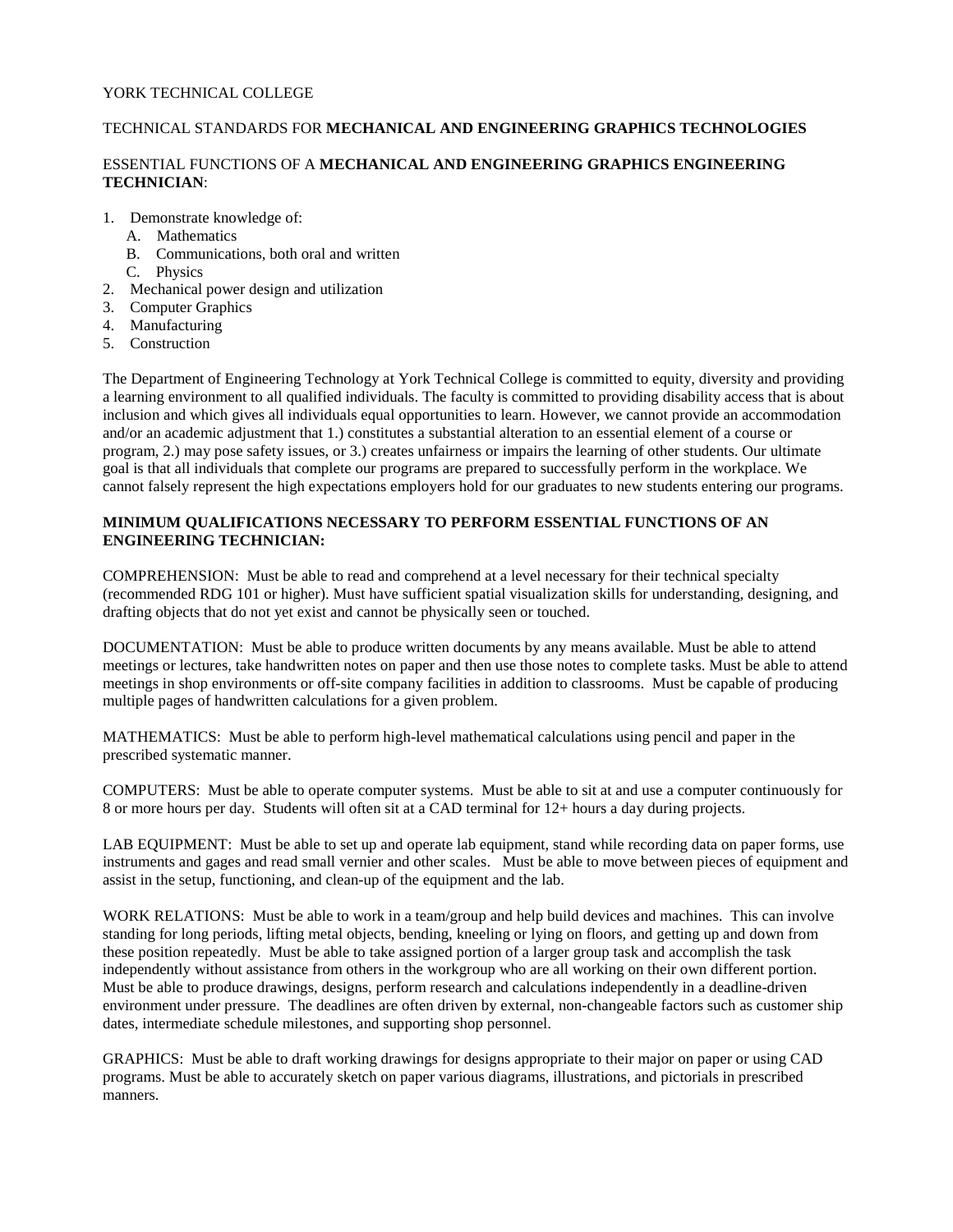YORK TECHNICAL COLLEGE

TECHNICAL STANDARDS FOR **MECHANICAL AND ENGINEERING GRAPHICS TECHNOLOGIES**

ESSENTIAL FUNCTIONS OF A **MECHANICAL AND ENGINEERING GRAPHICS ENGINEERING TECHNICIAN**:

1. Demonstrate knowledge of:
   A. Mathematics
   B. Communications, both oral and written
   C. Physics
2. Mechanical power design and utilization
3. Computer Graphics
4. Manufacturing
5. Construction

The Department of Engineering Technology at York Technical College is committed to equity, diversity and providing a learning environment to all qualified individuals. The faculty is committed to providing disability access that is about inclusion and which gives all individuals equal opportunities to learn. However, we cannot provide an accommodation and/or an academic adjustment that 1.) constitutes a substantial alteration to an essential element of a course or program, 2.) may pose safety issues, or 3.) creates unfairness or impairs the learning of other students. Our ultimate goal is that all individuals that complete our programs are prepared to successfully perform in the workplace. We cannot falsely represent the high expectations employers hold for our graduates to new students entering our programs.

**MINIMUM QUALIFICATIONS NECESSARY TO PERFORM ESSENTIAL FUNCTIONS OF AN ENGINEERING TECHNICIAN:**

COMPREHENSION: Must be able to read and comprehend at a level necessary for their technical specialty (recommended RDG 101 or higher). Must have sufficient spatial visualization skills for understanding, designing, and drafting objects that do not yet exist and cannot be physically seen or touched.

DOCUMENTATION: Must be able to produce written documents by any means available. Must be able to attend meetings or lectures, take handwritten notes on paper and then use those notes to complete tasks. Must be able to attend meetings in shop environments or off-site company facilities in addition to classrooms. Must be capable of producing multiple pages of handwritten calculations for a given problem.

MATHEMATICS: Must be able to perform high-level mathematical calculations using pencil and paper in the prescribed systematic manner.

COMPUTERS: Must be able to operate computer systems. Must be able to sit at and use a computer continuously for 8 or more hours per day. Students will often sit at a CAD terminal for 12+ hours a day during projects.

LAB EQUIPMENT: Must be able to set up and operate lab equipment, stand while recording data on paper forms, use instruments and gages and read small vernier and other scales. Must be able to move between pieces of equipment and assist in the setup, functioning, and clean-up of the equipment and the lab.

WORK RELATIONS: Must be able to work in a team/group and help build devices and machines. This can involve standing for long periods, lifting metal objects, bending, kneeling or lying on floors, and getting up and down from these position repeatedly. Must be able to take assigned portion of a larger group task and accomplish the task independently without assistance from others in the workgroup who are all working on their own different portion. Must be able to produce drawings, designs, perform research and calculations independently in a deadline-driven environment under pressure. The deadlines are often driven by external, non-changeable factors such as customer ship dates, intermediate schedule milestones, and supporting shop personnel.

GRAPHICS: Must be able to draft working drawings for designs appropriate to their major on paper or using CAD programs. Must be able to accurately sketch on paper various diagrams, illustrations, and pictorials in prescribed manners.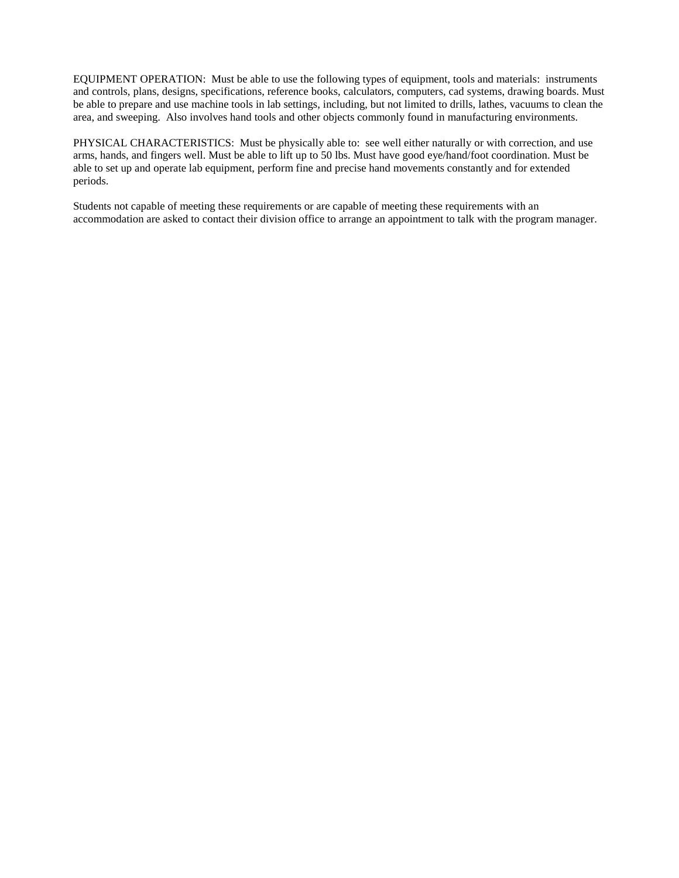EQUIPMENT OPERATION: Must be able to use the following types of equipment, tools and materials: instruments and controls, plans, designs, specifications, reference books, calculators, computers, cad systems, drawing boards. Must be able to prepare and use machine tools in lab settings, including, but not limited to drills, lathes, vacuums to clean the area, and sweeping. Also involves hand tools and other objects commonly found in manufacturing environments.

PHYSICAL CHARACTERISTICS: Must be physically able to: see well either naturally or with correction, and use arms, hands, and fingers well. Must be able to lift up to 50 lbs. Must have good eye/hand/foot coordination. Must be able to set up and operate lab equipment, perform fine and precise hand movements constantly and for extended periods.

Students not capable of meeting these requirements or are capable of meeting these requirements with an accommodation are asked to contact their division office to arrange an appointment to talk with the program manager.